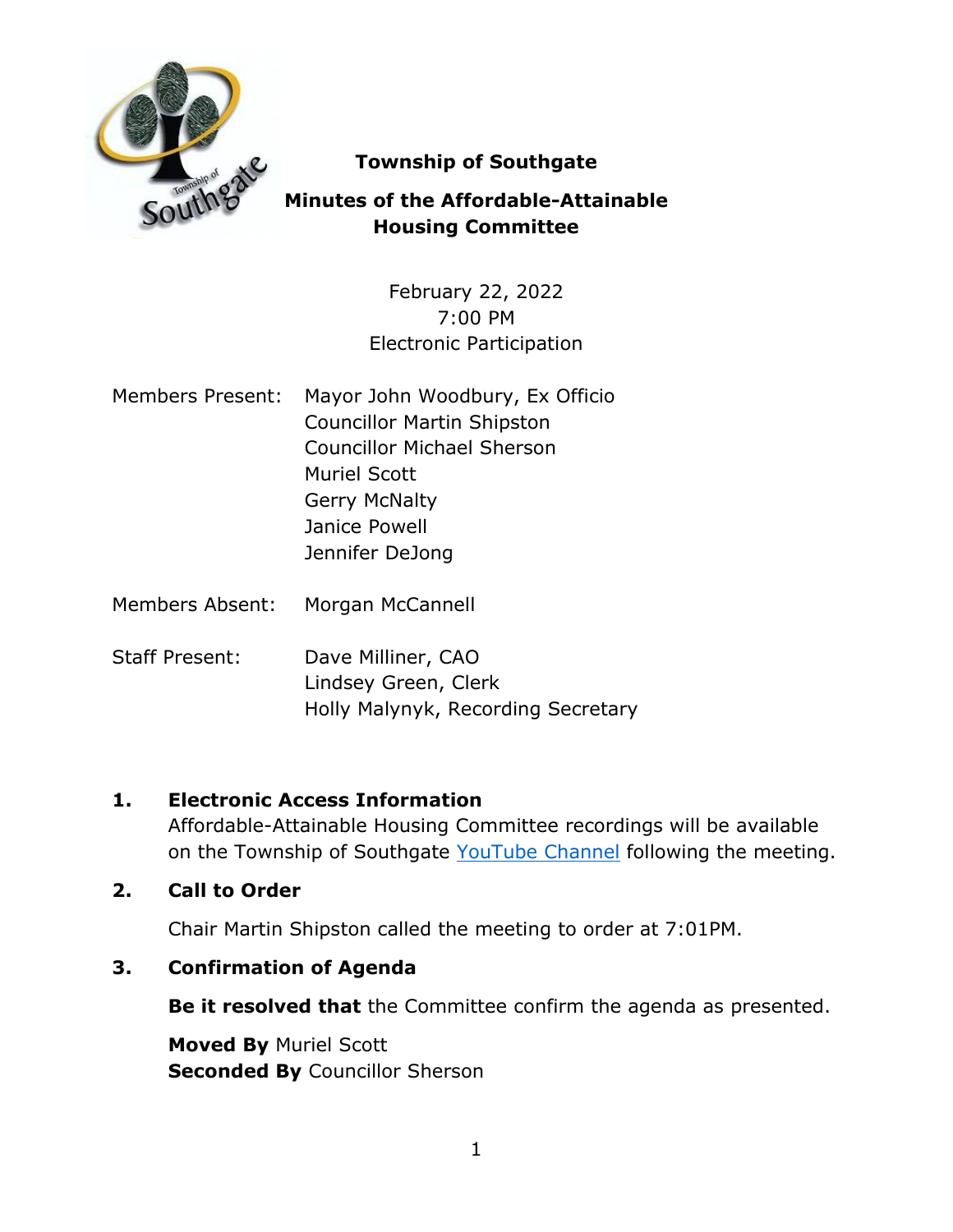# Township of Southgate

## Minutes of the Affordable-Attainable Housing Committee

February 22, 2022
7:00 PM
Electronic Participation

Members Present: Mayor John Woodbury, Ex Officio
Councillor Martin Shipston
Councillor Michael Sherson
Muriel Scott
Gerry McNalty
Janice Powell
Jennifer DeJong

Members Absent: Morgan McCannell

Staff Present: Dave Milliner, CAO
Lindsey Green, Clerk
Holly Malynyk, Recording Secretary

### 1. Electronic Access Information

Affordable-Attainable Housing Committee recordings will be available on the Township of Southgate YouTube Channel following the meeting.

### 2. Call to Order

Chair Martin Shipston called the meeting to order at 7:01PM.

### 3. Confirmation of Agenda

**Be it resolved that** the Committee confirm the agenda as presented.

**Moved By** Muriel Scott
**Seconded By** Councillor Sherson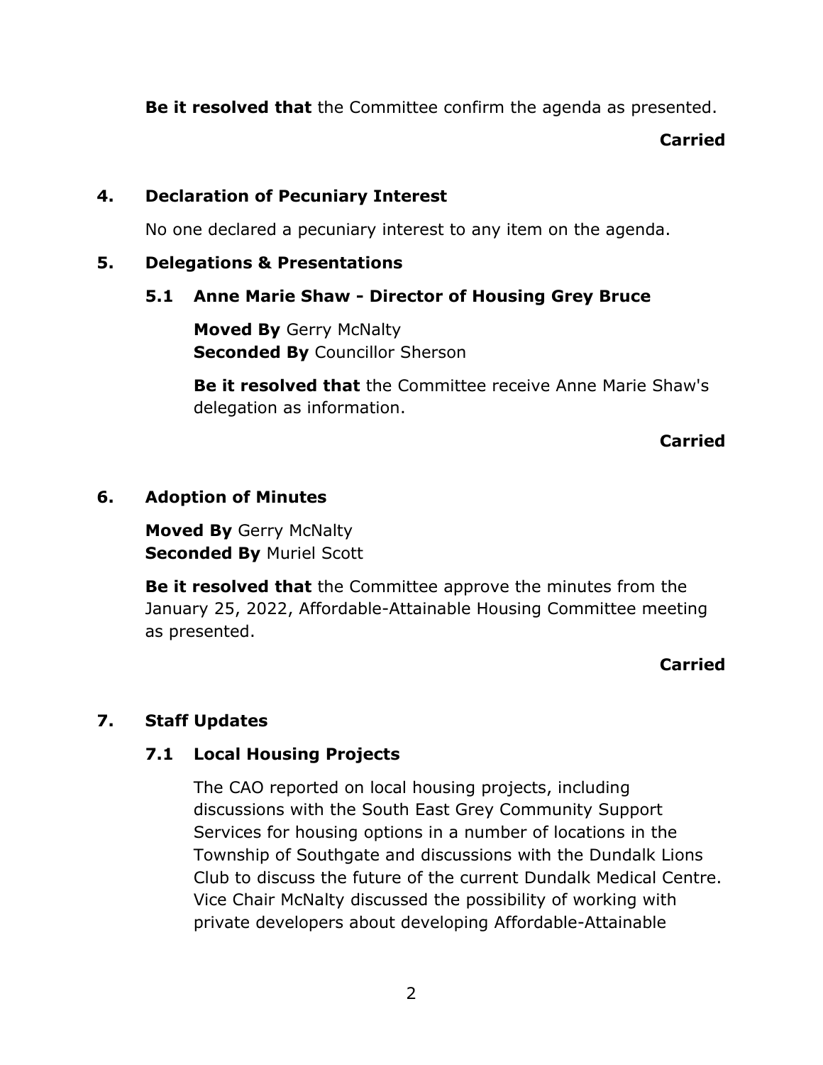**Be it resolved that** the Committee confirm the agenda as presented.

**Carried**

## 4. Declaration of Pecuniary Interest

No one declared a pecuniary interest to any item on the agenda.

## 5. Delegations & Presentations

### 5.1 Anne Marie Shaw - Director of Housing Grey Bruce

**Moved By** Gerry McNalty
**Seconded By** Councillor Sherson

**Be it resolved that** the Committee receive Anne Marie Shaw's delegation as information.

**Carried**

## 6. Adoption of Minutes

**Moved By** Gerry McNalty
**Seconded By** Muriel Scott

**Be it resolved that** the Committee approve the minutes from the January 25, 2022, Affordable-Attainable Housing Committee meeting as presented.

**Carried**

## 7. Staff Updates

### 7.1 Local Housing Projects

The CAO reported on local housing projects, including discussions with the South East Grey Community Support Services for housing options in a number of locations in the Township of Southgate and discussions with the Dundalk Lions Club to discuss the future of the current Dundalk Medical Centre. Vice Chair McNalty discussed the possibility of working with private developers about developing Affordable-Attainable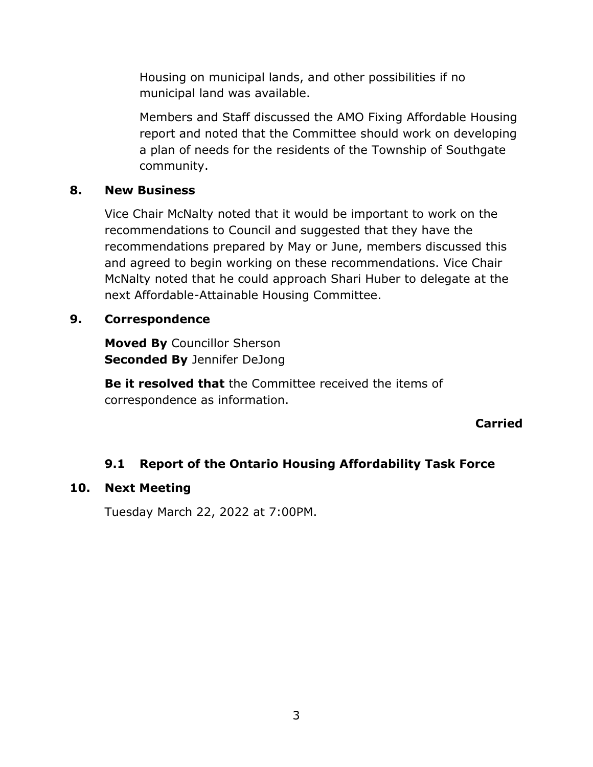Housing on municipal lands, and other possibilities if no municipal land was available.

Members and Staff discussed the AMO Fixing Affordable Housing report and noted that the Committee should work on developing a plan of needs for the residents of the Township of Southgate community.

## 8. New Business

Vice Chair McNalty noted that it would be important to work on the recommendations to Council and suggested that they have the recommendations prepared by May or June, members discussed this and agreed to begin working on these recommendations. Vice Chair McNalty noted that he could approach Shari Huber to delegate at the next Affordable-Attainable Housing Committee.

## 9. Correspondence

**Moved By** Councillor Sherson
**Seconded By** Jennifer DeJong

**Be it resolved that** the Committee received the items of correspondence as information.

**Carried**

### 9.1 Report of the Ontario Housing Affordability Task Force

## 10. Next Meeting

Tuesday March 22, 2022 at 7:00PM.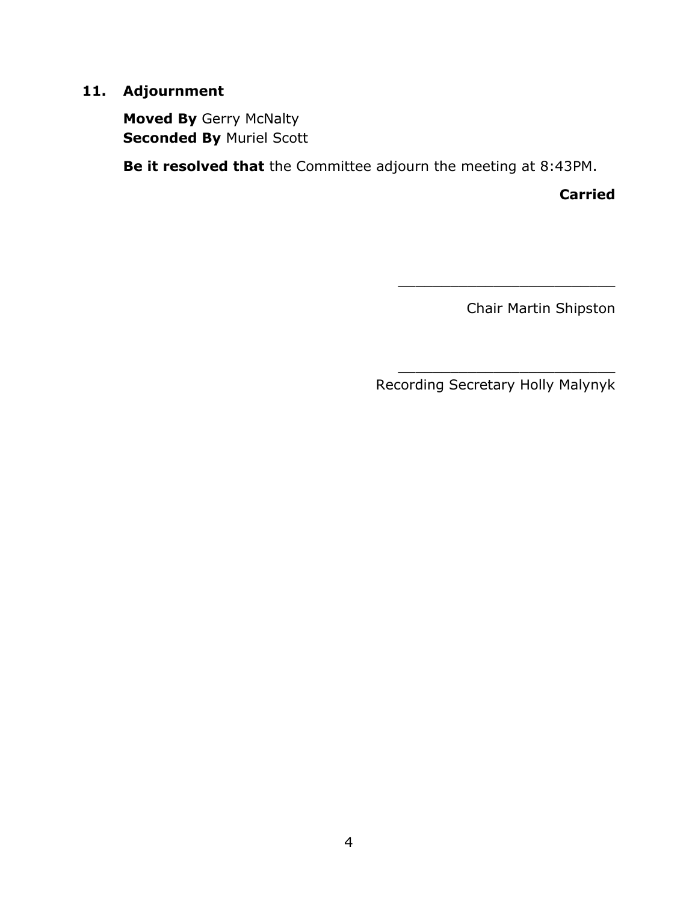## 11. Adjournment

**Moved By** Gerry McNalty
**Seconded By** Muriel Scott

**Be it resolved that** the Committee adjourn the meeting at 8:43PM.

**Carried**

_________________________

Chair Martin Shipston

_________________________

Recording Secretary Holly Malynyk